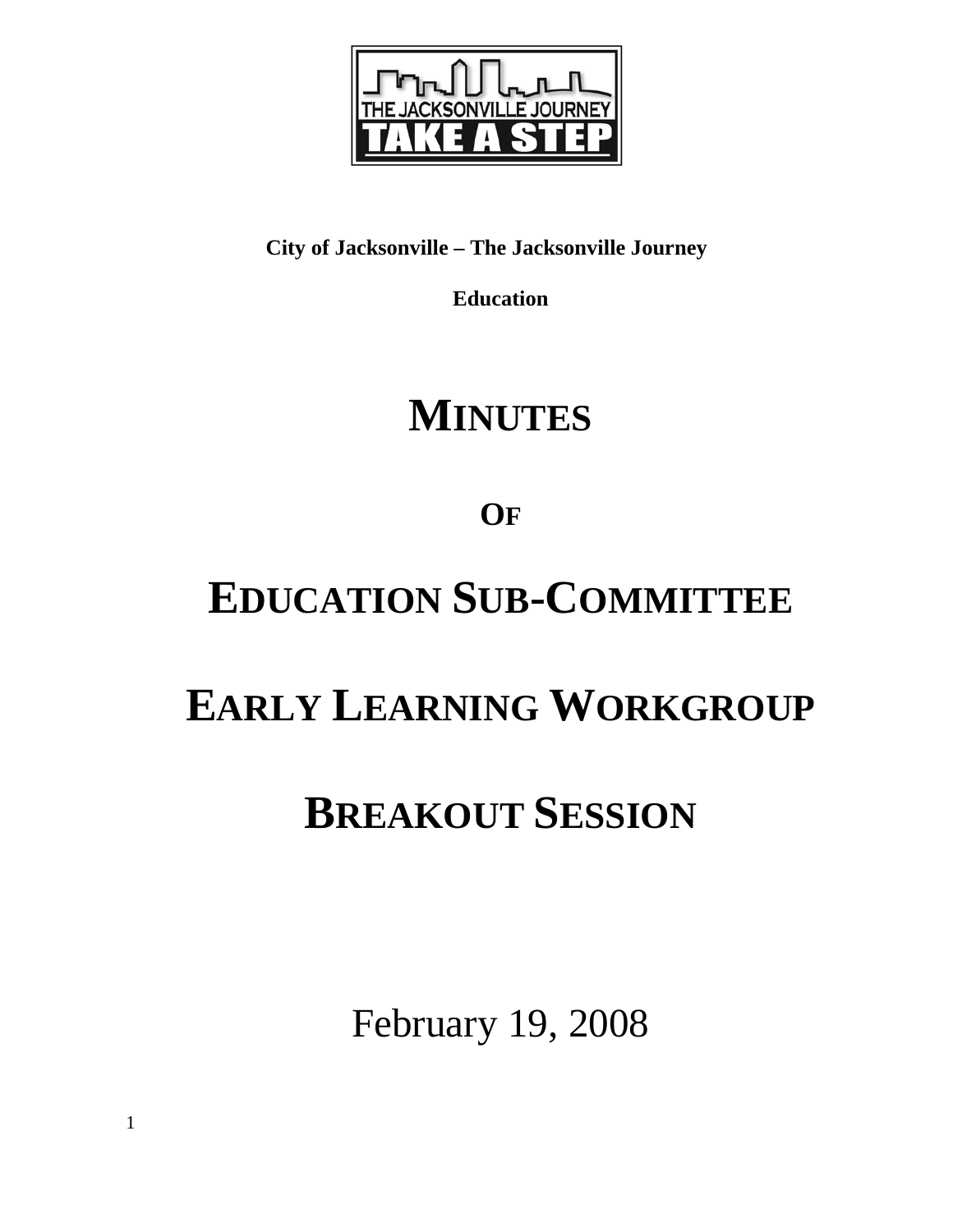**City of Jacksonville – The Jacksonville Journey**

**Education**

# MINUTES

# OF

# EDUCATION SUB-COMMITTEE

# EARLY LEARNING WORKGROUP

# BREAKOUT SESSION

February 19, 2008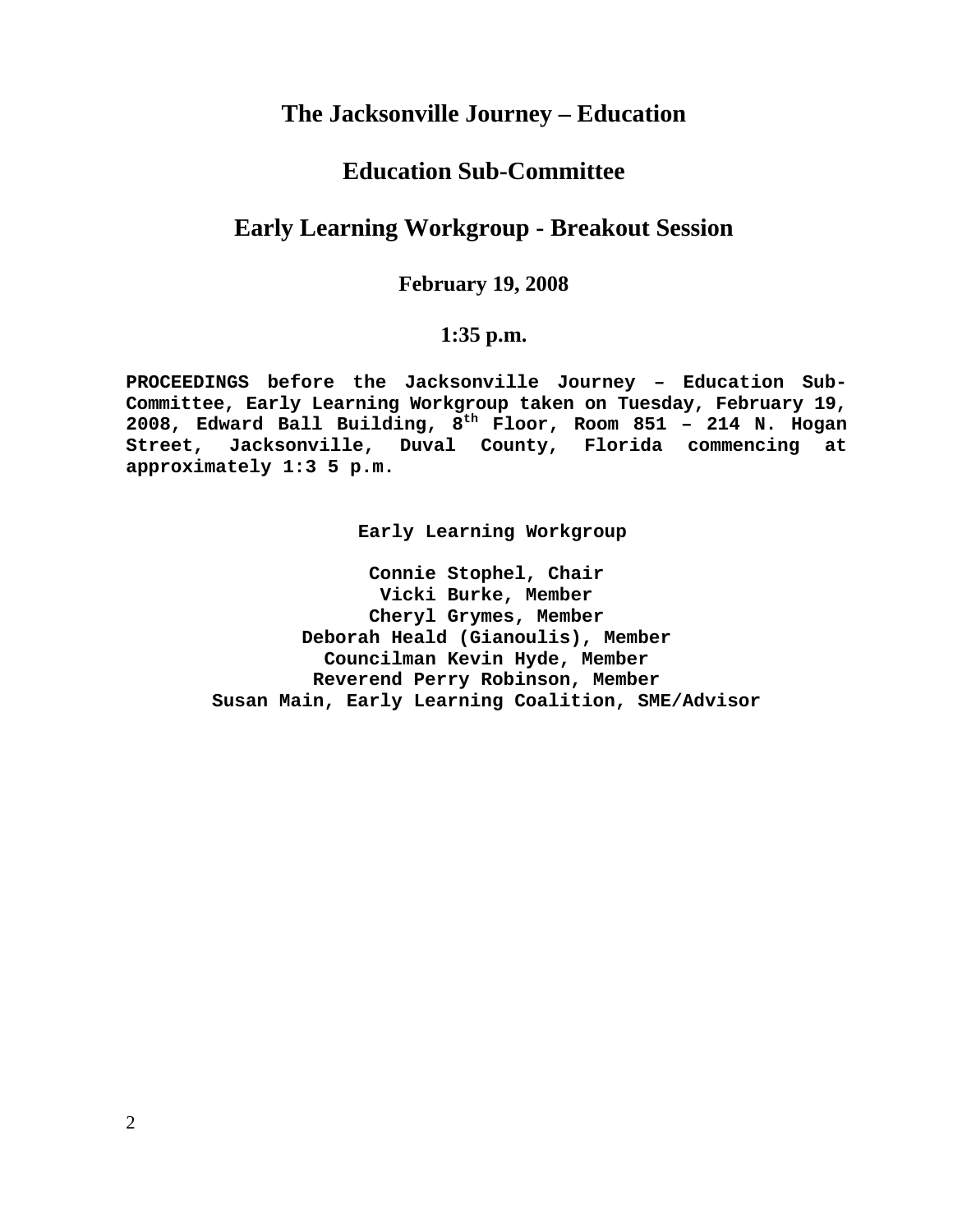# The Jacksonville Journey – Education

## Education Sub-Committee

## Early Learning Workgroup - Breakout Session

**February 19, 2008**

**1:35 p.m.**

**PROCEEDINGS before the Jacksonville Journey – Education Sub-Committee, Early Learning Workgroup taken on Tuesday, February 19, 2008, Edward Ball Building, 8th Floor, Room 851 – 214 N. Hogan Street, Jacksonville, Duval County, Florida commencing at approximately 1:3 5 p.m.**

**Early Learning Workgroup**

**Connie Stophel, Chair**
**Vicki Burke, Member**
**Cheryl Grymes, Member**
**Deborah Heald (Gianoulis), Member**
**Councilman Kevin Hyde, Member**
**Reverend Perry Robinson, Member**
**Susan Main, Early Learning Coalition, SME/Advisor**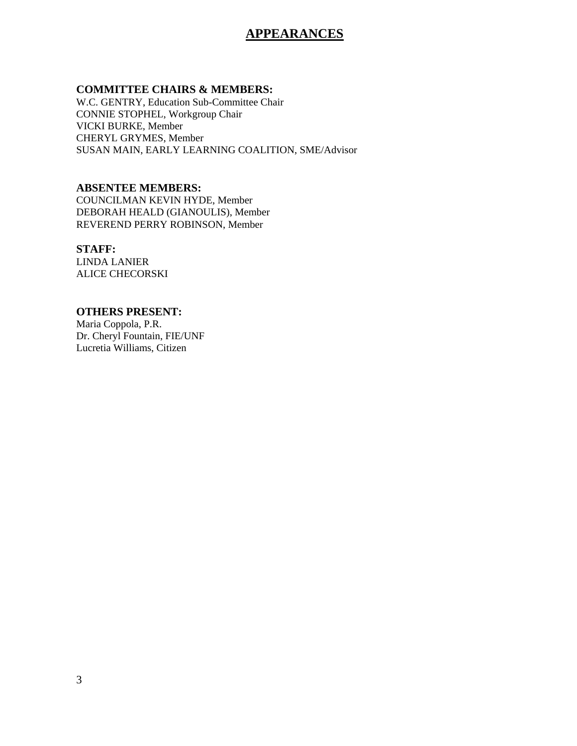# APPEARANCES

**COMMITTEE CHAIRS & MEMBERS:**
W.C. GENTRY, Education Sub-Committee Chair
CONNIE STOPHEL, Workgroup Chair
VICKI BURKE, Member
CHERYL GRYMES, Member
SUSAN MAIN, EARLY LEARNING COALITION, SME/Advisor

**ABSENTEE MEMBERS:**
COUNCILMAN KEVIN HYDE, Member
DEBORAH HEALD (GIANOULIS), Member
REVEREND PERRY ROBINSON, Member

**STAFF:**
LINDA LANIER
ALICE CHECORSKI

**OTHERS PRESENT:**
Maria Coppola, P.R.
Dr. Cheryl Fountain, FIE/UNF
Lucretia Williams, Citizen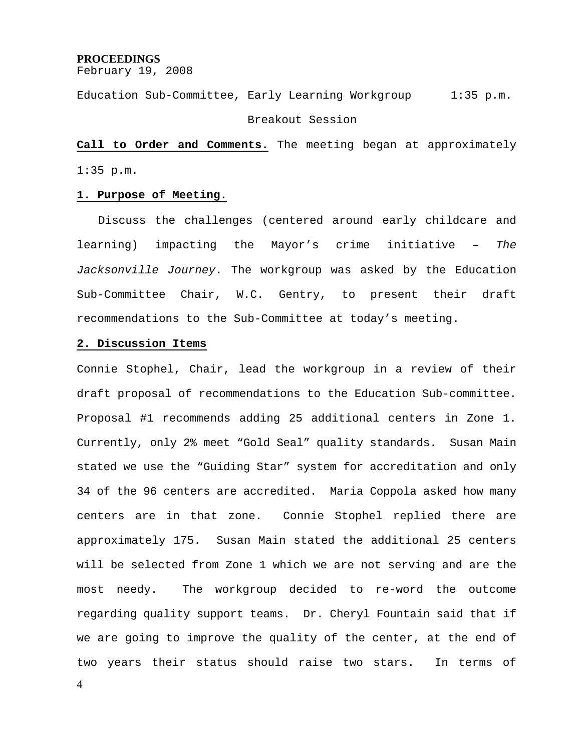**PROCEEDINGS**
February 19, 2008

Education Sub-Committee, Early Learning Workgroup 1:35 p.m.

Breakout Session

**Call to Order and Comments.** The meeting began at approximately 1:35 p.m.

**1. Purpose of Meeting.**

Discuss the challenges (centered around early childcare and learning) impacting the Mayor's crime initiative – *The Jacksonville Journey*. The workgroup was asked by the Education Sub-Committee Chair, W.C. Gentry, to present their draft recommendations to the Sub-Committee at today's meeting.

**2. Discussion Items**

Connie Stophel, Chair, lead the workgroup in a review of their draft proposal of recommendations to the Education Sub-committee. Proposal #1 recommends adding 25 additional centers in Zone 1. Currently, only 2% meet "Gold Seal" quality standards. Susan Main stated we use the "Guiding Star" system for accreditation and only 34 of the 96 centers are accredited. Maria Coppola asked how many centers are in that zone. Connie Stophel replied there are approximately 175. Susan Main stated the additional 25 centers will be selected from Zone 1 which we are not serving and are the most needy. The workgroup decided to re-word the outcome regarding quality support teams. Dr. Cheryl Fountain said that if we are going to improve the quality of the center, at the end of two years their status should raise two stars. In terms of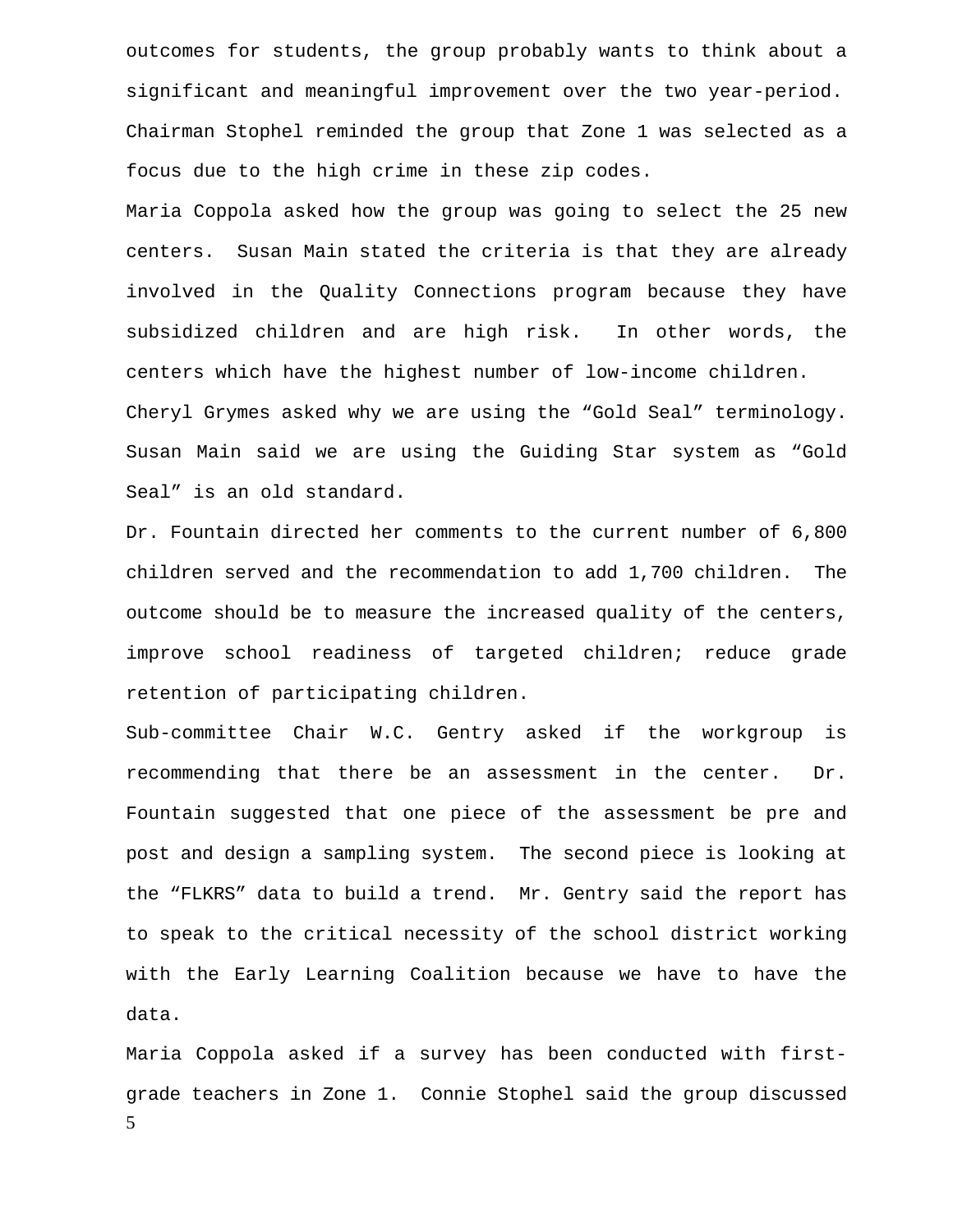outcomes for students, the group probably wants to think about a significant and meaningful improvement over the two year-period. Chairman Stophel reminded the group that Zone 1 was selected as a focus due to the high crime in these zip codes.

Maria Coppola asked how the group was going to select the 25 new centers. Susan Main stated the criteria is that they are already involved in the Quality Connections program because they have subsidized children and are high risk. In other words, the centers which have the highest number of low-income children.

Cheryl Grymes asked why we are using the "Gold Seal" terminology. Susan Main said we are using the Guiding Star system as "Gold Seal" is an old standard.

Dr. Fountain directed her comments to the current number of 6,800 children served and the recommendation to add 1,700 children. The outcome should be to measure the increased quality of the centers, improve school readiness of targeted children; reduce grade retention of participating children.

Sub-committee Chair W.C. Gentry asked if the workgroup is recommending that there be an assessment in the center. Dr. Fountain suggested that one piece of the assessment be pre and post and design a sampling system. The second piece is looking at the "FLKRS" data to build a trend. Mr. Gentry said the report has to speak to the critical necessity of the school district working with the Early Learning Coalition because we have to have the data.

Maria Coppola asked if a survey has been conducted with first-grade teachers in Zone 1. Connie Stophel said the group discussed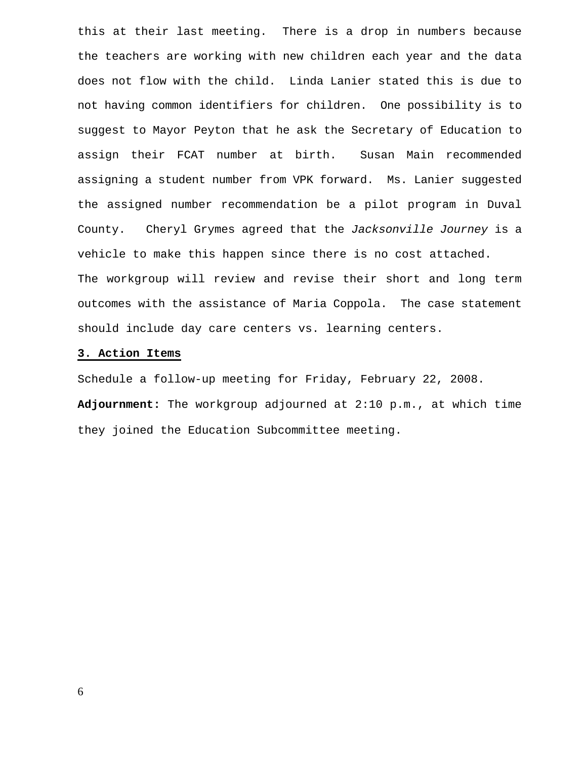this at their last meeting. There is a drop in numbers because the teachers are working with new children each year and the data does not flow with the child. Linda Lanier stated this is due to not having common identifiers for children. One possibility is to suggest to Mayor Peyton that he ask the Secretary of Education to assign their FCAT number at birth. Susan Main recommended assigning a student number from VPK forward. Ms. Lanier suggested the assigned number recommendation be a pilot program in Duval County. Cheryl Grymes agreed that the *Jacksonville Journey* is a vehicle to make this happen since there is no cost attached.

The workgroup will review and revise their short and long term outcomes with the assistance of Maria Coppola. The case statement should include day care centers vs. learning centers.

### 3. Action Items

Schedule a follow-up meeting for Friday, February 22, 2008.

**Adjournment:** The workgroup adjourned at 2:10 p.m., at which time they joined the Education Subcommittee meeting.